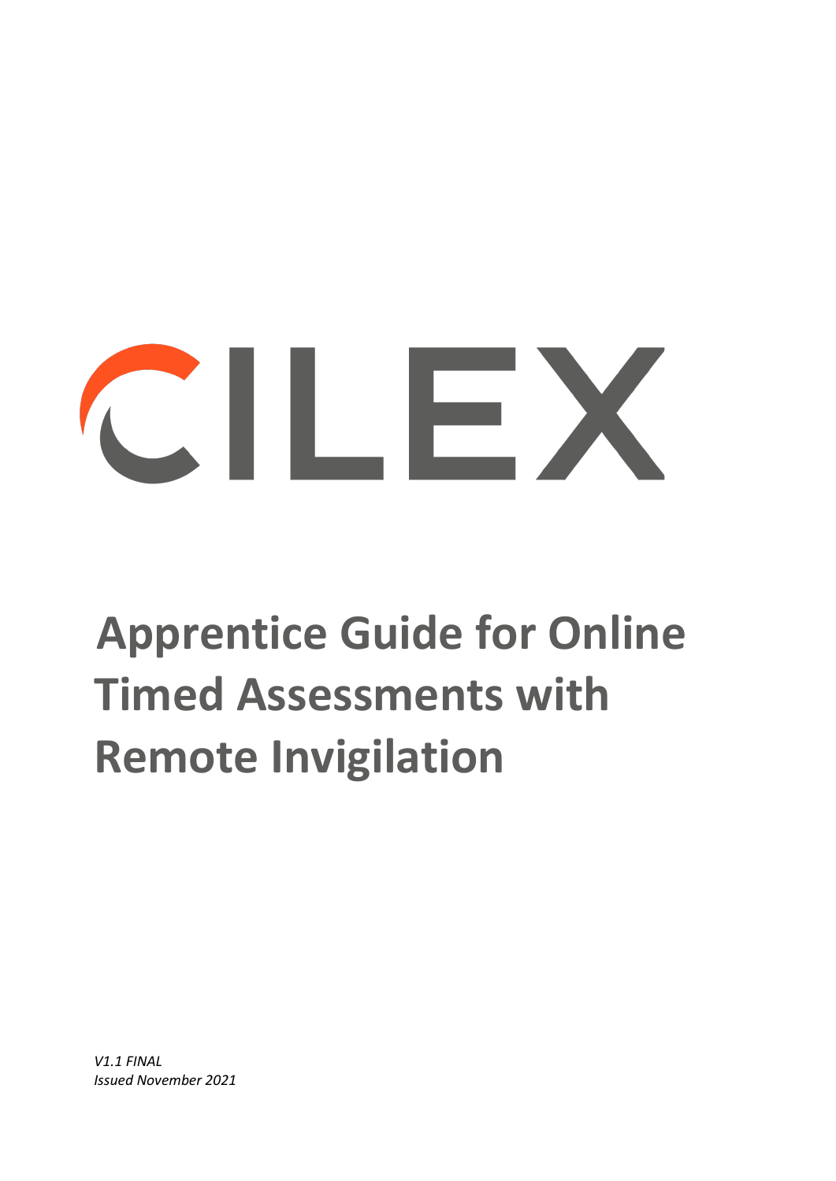CILEX

# Apprentice Guide for Online Timed Assessments with Remote Invigilation

*V1.1 FINAL*
*Issued November 2021*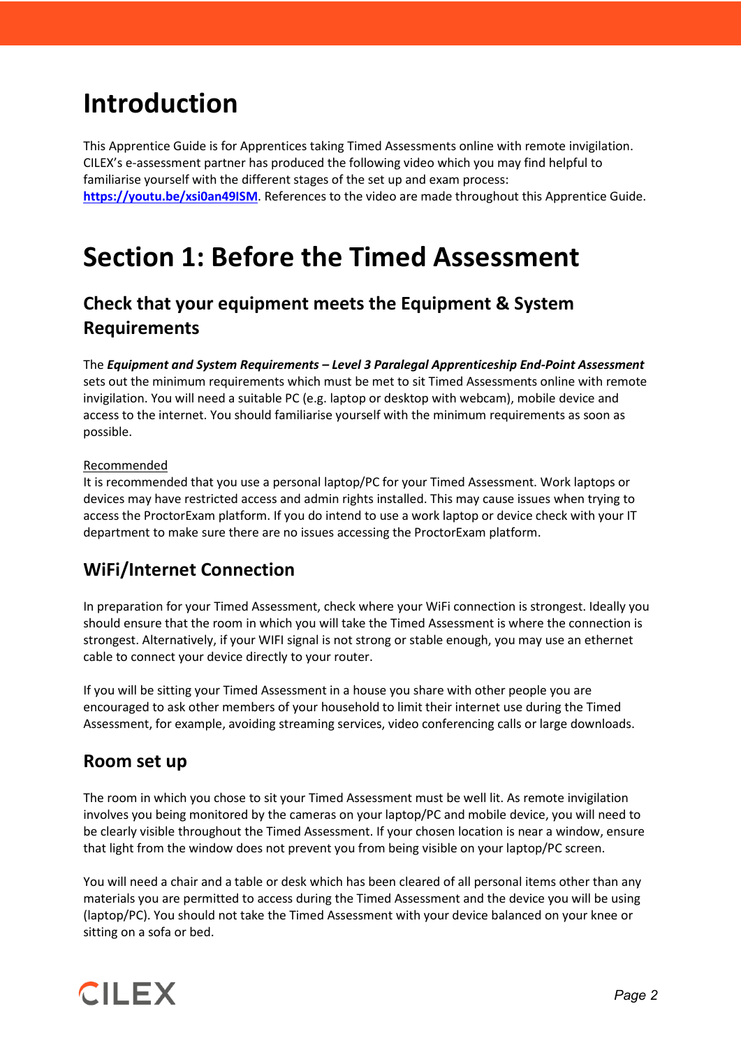# Introduction

This Apprentice Guide is for Apprentices taking Timed Assessments online with remote invigilation. CILEX's e-assessment partner has produced the following video which you may find helpful to familiarise yourself with the different stages of the set up and exam process: **https://youtu.be/xsi0an49ISM**. References to the video are made throughout this Apprentice Guide.

# Section 1: Before the Timed Assessment

## Check that your equipment meets the Equipment & System Requirements

The ***Equipment and System Requirements – Level 3 Paralegal Apprenticeship End-Point Assessment*** sets out the minimum requirements which must be met to sit Timed Assessments online with remote invigilation. You will need a suitable PC (e.g. laptop or desktop with webcam), mobile device and access to the internet. You should familiarise yourself with the minimum requirements as soon as possible.

Recommended

It is recommended that you use a personal laptop/PC for your Timed Assessment. Work laptops or devices may have restricted access and admin rights installed. This may cause issues when trying to access the ProctorExam platform. If you do intend to use a work laptop or device check with your IT department to make sure there are no issues accessing the ProctorExam platform.

## WiFi/Internet Connection

In preparation for your Timed Assessment, check where your WiFi connection is strongest. Ideally you should ensure that the room in which you will take the Timed Assessment is where the connection is strongest. Alternatively, if your WIFI signal is not strong or stable enough, you may use an ethernet cable to connect your device directly to your router.

If you will be sitting your Timed Assessment in a house you share with other people you are encouraged to ask other members of your household to limit their internet use during the Timed Assessment, for example, avoiding streaming services, video conferencing calls or large downloads.

## Room set up

The room in which you chose to sit your Timed Assessment must be well lit. As remote invigilation involves you being monitored by the cameras on your laptop/PC and mobile device, you will need to be clearly visible throughout the Timed Assessment. If your chosen location is near a window, ensure that light from the window does not prevent you from being visible on your laptop/PC screen.

You will need a chair and a table or desk which has been cleared of all personal items other than any materials you are permitted to access during the Timed Assessment and the device you will be using (laptop/PC). You should not take the Timed Assessment with your device balanced on your knee or sitting on a sofa or bed.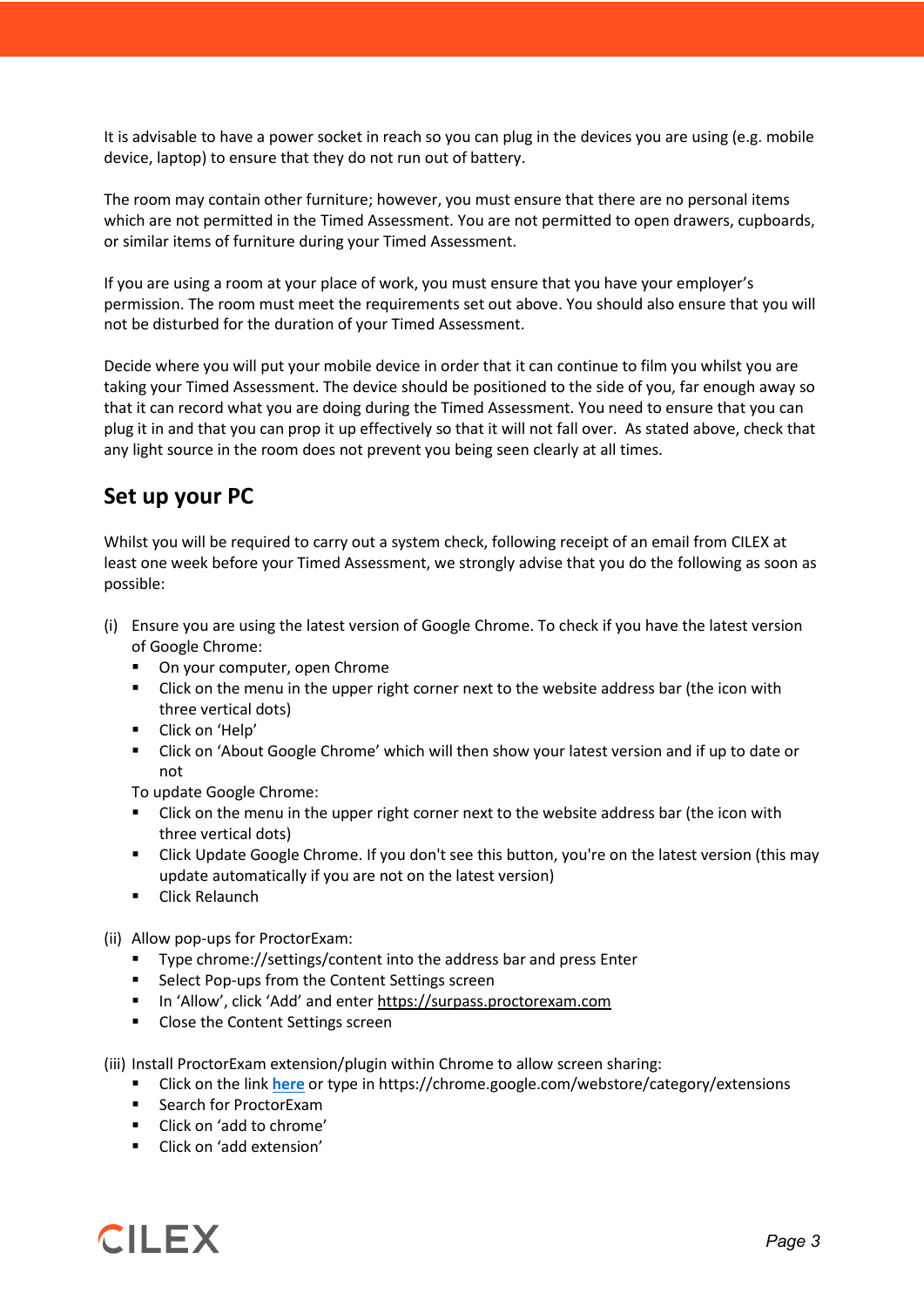It is advisable to have a power socket in reach so you can plug in the devices you are using (e.g. mobile device, laptop) to ensure that they do not run out of battery.

The room may contain other furniture; however, you must ensure that there are no personal items which are not permitted in the Timed Assessment. You are not permitted to open drawers, cupboards, or similar items of furniture during your Timed Assessment.

If you are using a room at your place of work, you must ensure that you have your employer's permission. The room must meet the requirements set out above. You should also ensure that you will not be disturbed for the duration of your Timed Assessment.

Decide where you will put your mobile device in order that it can continue to film you whilst you are taking your Timed Assessment. The device should be positioned to the side of you, far enough away so that it can record what you are doing during the Timed Assessment. You need to ensure that you can plug it in and that you can prop it up effectively so that it will not fall over. As stated above, check that any light source in the room does not prevent you being seen clearly at all times.

## Set up your PC

Whilst you will be required to carry out a system check, following receipt of an email from CILEX at least one week before your Timed Assessment, we strongly advise that you do the following as soon as possible:

(i) Ensure you are using the latest version of Google Chrome. To check if you have the latest version of Google Chrome:
- On your computer, open Chrome
- Click on the menu in the upper right corner next to the website address bar (the icon with three vertical dots)
- Click on 'Help'
- Click on 'About Google Chrome' which will then show your latest version and if up to date or not

To update Google Chrome:
- Click on the menu in the upper right corner next to the website address bar (the icon with three vertical dots)
- Click Update Google Chrome. If you don't see this button, you're on the latest version (this may update automatically if you are not on the latest version)
- Click Relaunch

(ii) Allow pop-ups for ProctorExam:
- Type chrome://settings/content into the address bar and press Enter
- Select Pop-ups from the Content Settings screen
- In 'Allow', click 'Add' and enter https://surpass.proctorexam.com
- Close the Content Settings screen

(iii) Install ProctorExam extension/plugin within Chrome to allow screen sharing:
- Click on the link **here** or type in https://chrome.google.com/webstore/category/extensions
- Search for ProctorExam
- Click on 'add to chrome'
- Click on 'add extension'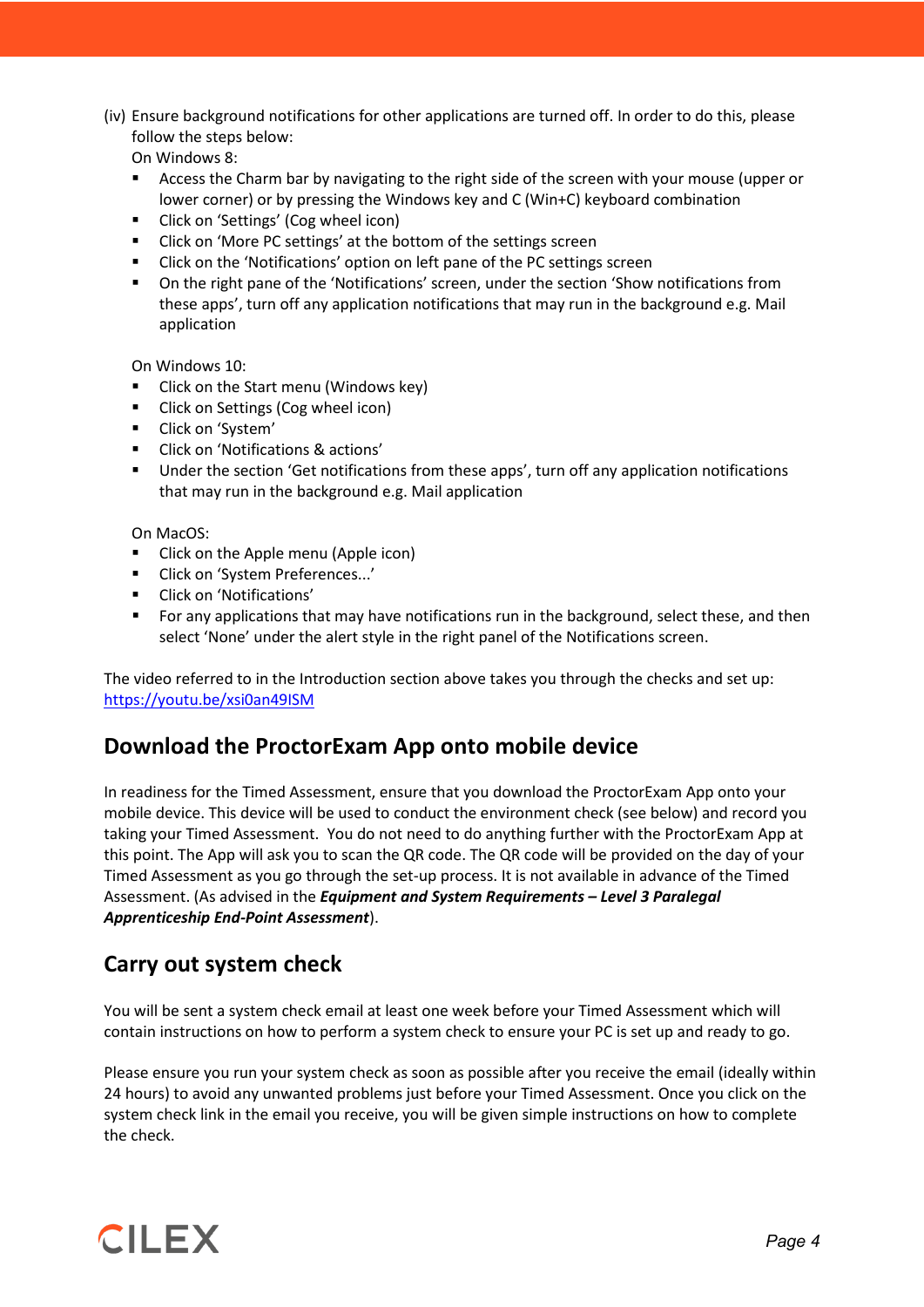(iv) Ensure background notifications for other applications are turned off. In order to do this, please follow the steps below:

On Windows 8:

- Access the Charm bar by navigating to the right side of the screen with your mouse (upper or lower corner) or by pressing the Windows key and C (Win+C) keyboard combination
- Click on 'Settings' (Cog wheel icon)
- Click on 'More PC settings' at the bottom of the settings screen
- Click on the 'Notifications' option on left pane of the PC settings screen
- On the right pane of the 'Notifications' screen, under the section 'Show notifications from these apps', turn off any application notifications that may run in the background e.g. Mail application

On Windows 10:

- Click on the Start menu (Windows key)
- Click on Settings (Cog wheel icon)
- Click on 'System'
- Click on 'Notifications & actions'
- Under the section 'Get notifications from these apps', turn off any application notifications that may run in the background e.g. Mail application

On MacOS:

- Click on the Apple menu (Apple icon)
- Click on 'System Preferences...'
- Click on 'Notifications'
- For any applications that may have notifications run in the background, select these, and then select 'None' under the alert style in the right panel of the Notifications screen.

The video referred to in the Introduction section above takes you through the checks and set up: [https://youtu.be/xsi0an49ISM](https://youtu.be/xsi0an49ISM)

## Download the ProctorExam App onto mobile device

In readiness for the Timed Assessment, ensure that you download the ProctorExam App onto your mobile device. This device will be used to conduct the environment check (see below) and record you taking your Timed Assessment. You do not need to do anything further with the ProctorExam App at this point. The App will ask you to scan the QR code. The QR code will be provided on the day of your Timed Assessment as you go through the set-up process. It is not available in advance of the Timed Assessment. (As advised in the ***Equipment and System Requirements – Level 3 Paralegal Apprenticeship End-Point Assessment***).

## Carry out system check

You will be sent a system check email at least one week before your Timed Assessment which will contain instructions on how to perform a system check to ensure your PC is set up and ready to go.

Please ensure you run your system check as soon as possible after you receive the email (ideally within 24 hours) to avoid any unwanted problems just before your Timed Assessment. Once you click on the system check link in the email you receive, you will be given simple instructions on how to complete the check.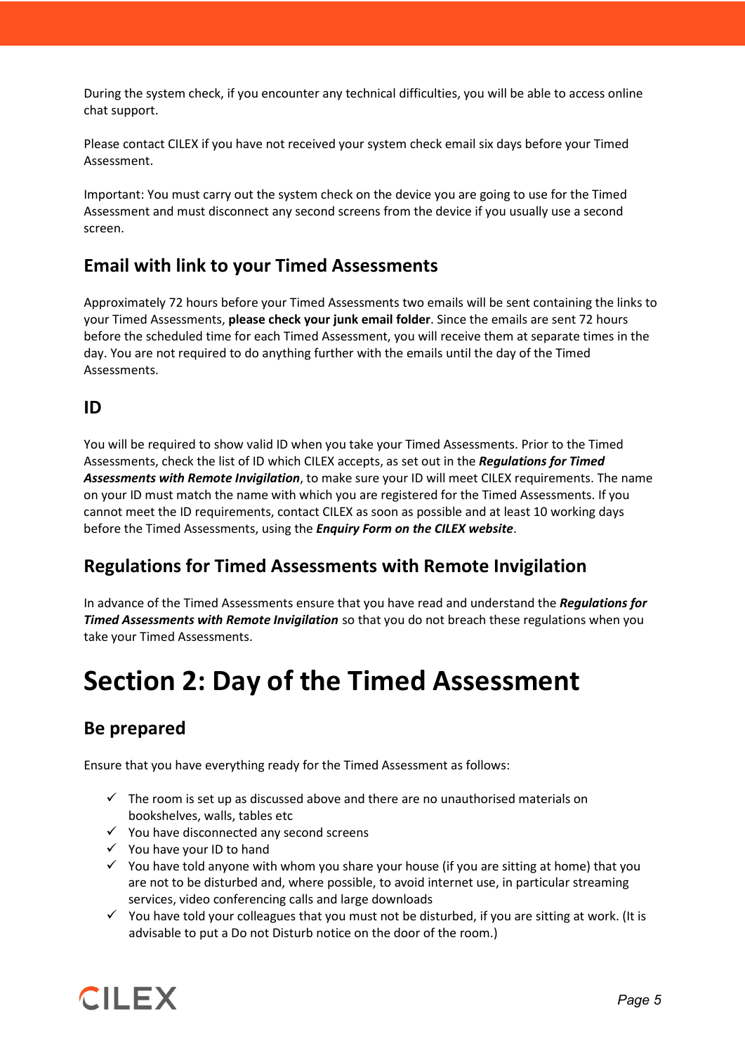During the system check, if you encounter any technical difficulties, you will be able to access online chat support.

Please contact CILEX if you have not received your system check email six days before your Timed Assessment.

Important: You must carry out the system check on the device you are going to use for the Timed Assessment and must disconnect any second screens from the device if you usually use a second screen.

## Email with link to your Timed Assessments

Approximately 72 hours before your Timed Assessments two emails will be sent containing the links to your Timed Assessments, **please check your junk email folder**. Since the emails are sent 72 hours before the scheduled time for each Timed Assessment, you will receive them at separate times in the day. You are not required to do anything further with the emails until the day of the Timed Assessments.

## ID

You will be required to show valid ID when you take your Timed Assessments. Prior to the Timed Assessments, check the list of ID which CILEX accepts, as set out in the ***Regulations for Timed Assessments with Remote Invigilation***, to make sure your ID will meet CILEX requirements. The name on your ID must match the name with which you are registered for the Timed Assessments. If you cannot meet the ID requirements, contact CILEX as soon as possible and at least 10 working days before the Timed Assessments, using the ***Enquiry Form on the CILEX website***.

## Regulations for Timed Assessments with Remote Invigilation

In advance of the Timed Assessments ensure that you have read and understand the ***Regulations for Timed Assessments with Remote Invigilation*** so that you do not breach these regulations when you take your Timed Assessments.

# Section 2: Day of the Timed Assessment

## Be prepared

Ensure that you have everything ready for the Timed Assessment as follows:

- ✓ The room is set up as discussed above and there are no unauthorised materials on bookshelves, walls, tables etc
- ✓ You have disconnected any second screens
- ✓ You have your ID to hand
- ✓ You have told anyone with whom you share your house (if you are sitting at home) that you are not to be disturbed and, where possible, to avoid internet use, in particular streaming services, video conferencing calls and large downloads
- ✓ You have told your colleagues that you must not be disturbed, if you are sitting at work. (It is advisable to put a Do not Disturb notice on the door of the room.)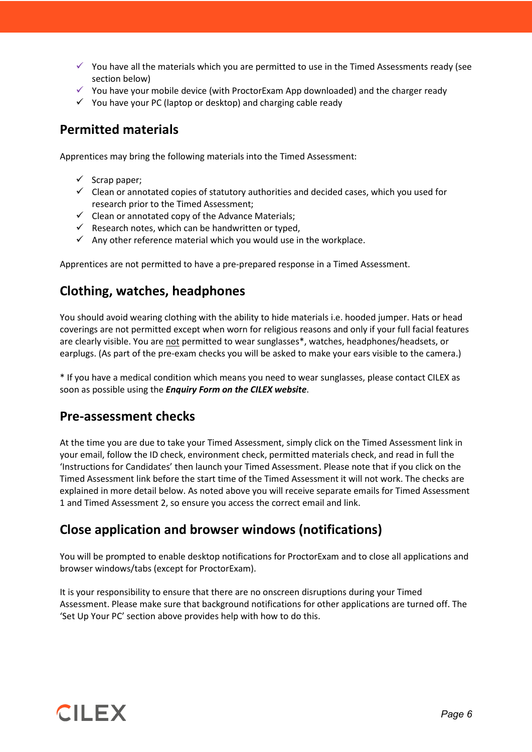- ✓ You have all the materials which you are permitted to use in the Timed Assessments ready (see section below)
- ✓ You have your mobile device (with ProctorExam App downloaded) and the charger ready
- ✓ You have your PC (laptop or desktop) and charging cable ready

## Permitted materials

Apprentices may bring the following materials into the Timed Assessment:

- ✓ Scrap paper;
- ✓ Clean or annotated copies of statutory authorities and decided cases, which you used for research prior to the Timed Assessment;
- ✓ Clean or annotated copy of the Advance Materials;
- ✓ Research notes, which can be handwritten or typed,
- ✓ Any other reference material which you would use in the workplace.

Apprentices are not permitted to have a pre-prepared response in a Timed Assessment.

## Clothing, watches, headphones

You should avoid wearing clothing with the ability to hide materials i.e. hooded jumper. Hats or head coverings are not permitted except when worn for religious reasons and only if your full facial features are clearly visible. You are <u>not</u> permitted to wear sunglasses*, watches, headphones/headsets, or earplugs. (As part of the pre-exam checks you will be asked to make your ears visible to the camera.)

* If you have a medical condition which means you need to wear sunglasses, please contact CILEX as soon as possible using the ***Enquiry Form on the CILEX website***.

## Pre-assessment checks

At the time you are due to take your Timed Assessment, simply click on the Timed Assessment link in your email, follow the ID check, environment check, permitted materials check, and read in full the 'Instructions for Candidates' then launch your Timed Assessment. Please note that if you click on the Timed Assessment link before the start time of the Timed Assessment it will not work. The checks are explained in more detail below. As noted above you will receive separate emails for Timed Assessment 1 and Timed Assessment 2, so ensure you access the correct email and link.

## Close application and browser windows (notifications)

You will be prompted to enable desktop notifications for ProctorExam and to close all applications and browser windows/tabs (except for ProctorExam).

It is your responsibility to ensure that there are no onscreen disruptions during your Timed Assessment. Please make sure that background notifications for other applications are turned off. The 'Set Up Your PC' section above provides help with how to do this.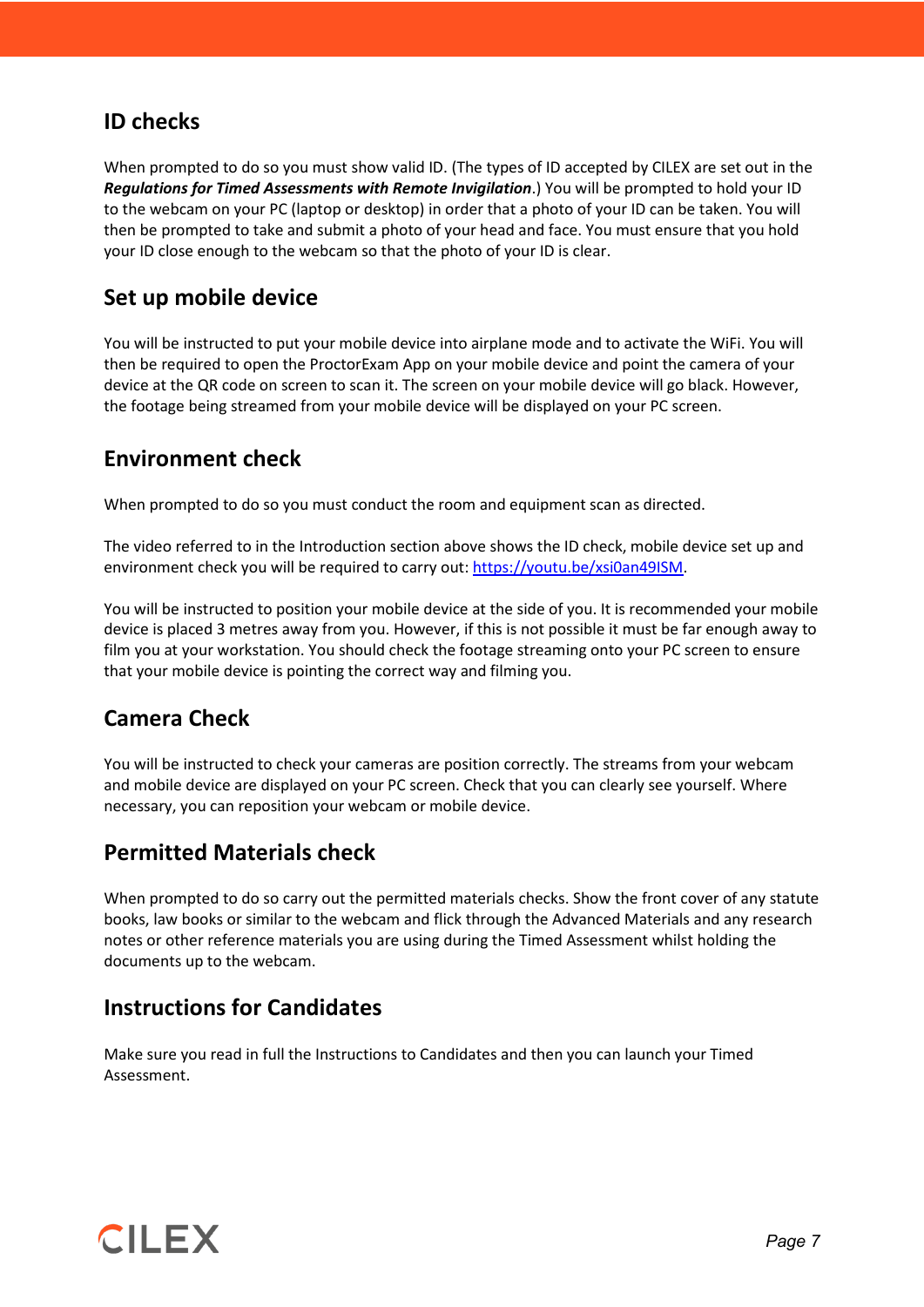## ID checks

When prompted to do so you must show valid ID. (The types of ID accepted by CILEX are set out in the ***Regulations for Timed Assessments with Remote Invigilation***.) You will be prompted to hold your ID to the webcam on your PC (laptop or desktop) in order that a photo of your ID can be taken. You will then be prompted to take and submit a photo of your head and face. You must ensure that you hold your ID close enough to the webcam so that the photo of your ID is clear.

## Set up mobile device

You will be instructed to put your mobile device into airplane mode and to activate the WiFi. You will then be required to open the ProctorExam App on your mobile device and point the camera of your device at the QR code on screen to scan it. The screen on your mobile device will go black. However, the footage being streamed from your mobile device will be displayed on your PC screen.

## Environment check

When prompted to do so you must conduct the room and equipment scan as directed.

The video referred to in the Introduction section above shows the ID check, mobile device set up and environment check you will be required to carry out: [https://youtu.be/xsi0an49ISM](https://youtu.be/xsi0an49ISM).

You will be instructed to position your mobile device at the side of you. It is recommended your mobile device is placed 3 metres away from you. However, if this is not possible it must be far enough away to film you at your workstation. You should check the footage streaming onto your PC screen to ensure that your mobile device is pointing the correct way and filming you.

## Camera Check

You will be instructed to check your cameras are position correctly. The streams from your webcam and mobile device are displayed on your PC screen. Check that you can clearly see yourself. Where necessary, you can reposition your webcam or mobile device.

## Permitted Materials check

When prompted to do so carry out the permitted materials checks. Show the front cover of any statute books, law books or similar to the webcam and flick through the Advanced Materials and any research notes or other reference materials you are using during the Timed Assessment whilst holding the documents up to the webcam.

## Instructions for Candidates

Make sure you read in full the Instructions to Candidates and then you can launch your Timed Assessment.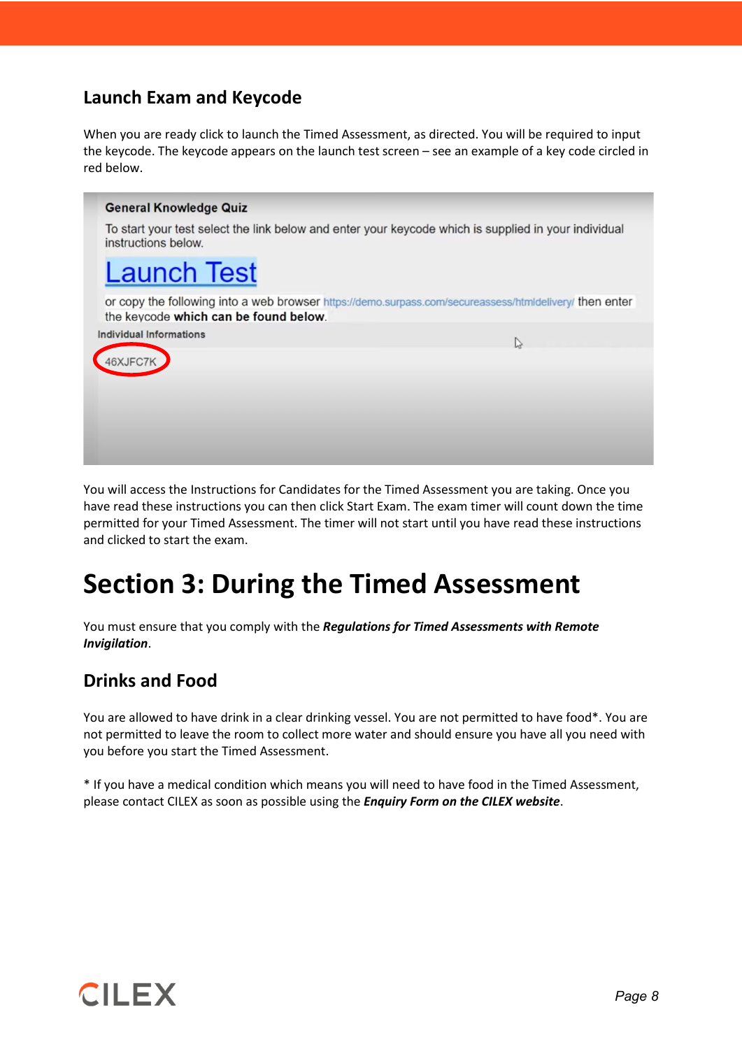## Launch Exam and Keycode

When you are ready click to launch the Timed Assessment, as directed. You will be required to input the keycode. The keycode appears on the launch test screen – see an example of a key code circled in red below.

General Knowledge Quiz

To start your test select the link below and enter your keycode which is supplied in your individual instructions below.

Launch Test

or copy the following into a web browser https://demo.surpass.com/secureassess/htmldelivery/ then enter the keycode **which can be found below**.

Individual Informations

46XJFC7K

You will access the Instructions for Candidates for the Timed Assessment you are taking. Once you have read these instructions you can then click Start Exam. The exam timer will count down the time permitted for your Timed Assessment. The timer will not start until you have read these instructions and clicked to start the exam.

# Section 3: During the Timed Assessment

You must ensure that you comply with the ***Regulations for Timed Assessments with Remote Invigilation***.

## Drinks and Food

You are allowed to have drink in a clear drinking vessel. You are not permitted to have food*. You are not permitted to leave the room to collect more water and should ensure you have all you need with you before you start the Timed Assessment.

* If you have a medical condition which means you will need to have food in the Timed Assessment, please contact CILEX as soon as possible using the ***Enquiry Form on the CILEX website***.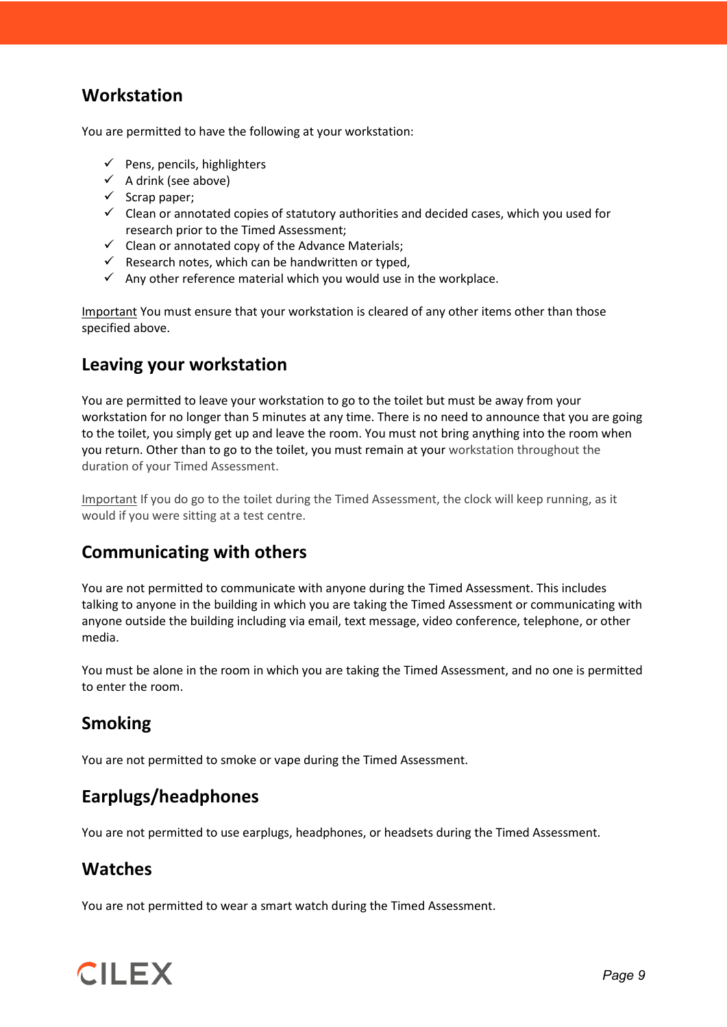## Workstation

You are permitted to have the following at your workstation:

- ✓ Pens, pencils, highlighters
- ✓ A drink (see above)
- ✓ Scrap paper;
- ✓ Clean or annotated copies of statutory authorities and decided cases, which you used for research prior to the Timed Assessment;
- ✓ Clean or annotated copy of the Advance Materials;
- ✓ Research notes, which can be handwritten or typed,
- ✓ Any other reference material which you would use in the workplace.

Important You must ensure that your workstation is cleared of any other items other than those specified above.

## Leaving your workstation

You are permitted to leave your workstation to go to the toilet but must be away from your workstation for no longer than 5 minutes at any time. There is no need to announce that you are going to the toilet, you simply get up and leave the room. You must not bring anything into the room when you return. Other than to go to the toilet, you must remain at your workstation throughout the duration of your Timed Assessment.

Important If you do go to the toilet during the Timed Assessment, the clock will keep running, as it would if you were sitting at a test centre.

## Communicating with others

You are not permitted to communicate with anyone during the Timed Assessment. This includes talking to anyone in the building in which you are taking the Timed Assessment or communicating with anyone outside the building including via email, text message, video conference, telephone, or other media.

You must be alone in the room in which you are taking the Timed Assessment, and no one is permitted to enter the room.

## Smoking

You are not permitted to smoke or vape during the Timed Assessment.

## Earplugs/headphones

You are not permitted to use earplugs, headphones, or headsets during the Timed Assessment.

## Watches

You are not permitted to wear a smart watch during the Timed Assessment.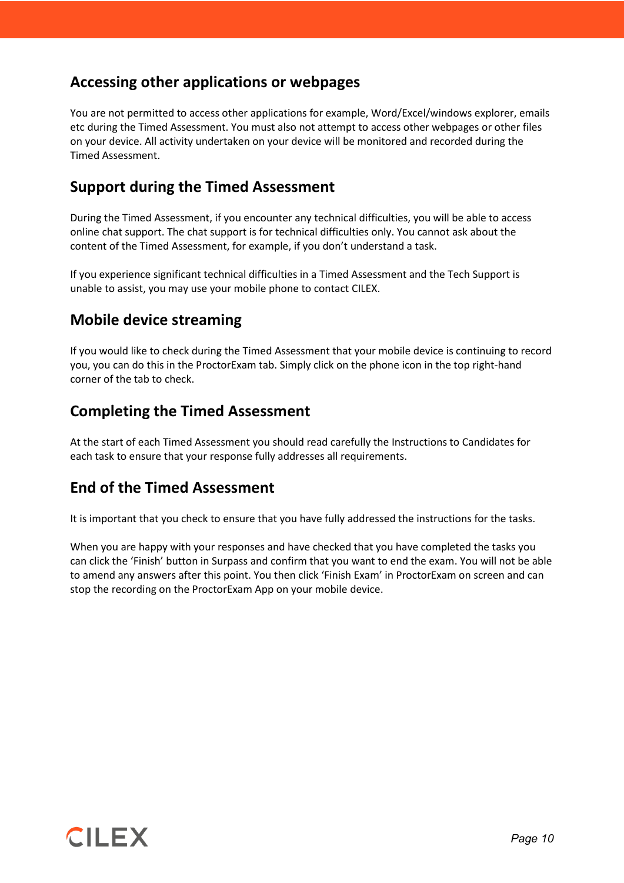## Accessing other applications or webpages

You are not permitted to access other applications for example, Word/Excel/windows explorer, emails etc during the Timed Assessment. You must also not attempt to access other webpages or other files on your device. All activity undertaken on your device will be monitored and recorded during the Timed Assessment.

## Support during the Timed Assessment

During the Timed Assessment, if you encounter any technical difficulties, you will be able to access online chat support. The chat support is for technical difficulties only. You cannot ask about the content of the Timed Assessment, for example, if you don't understand a task.

If you experience significant technical difficulties in a Timed Assessment and the Tech Support is unable to assist, you may use your mobile phone to contact CILEX.

## Mobile device streaming

If you would like to check during the Timed Assessment that your mobile device is continuing to record you, you can do this in the ProctorExam tab. Simply click on the phone icon in the top right-hand corner of the tab to check.

## Completing the Timed Assessment

At the start of each Timed Assessment you should read carefully the Instructions to Candidates for each task to ensure that your response fully addresses all requirements.

## End of the Timed Assessment

It is important that you check to ensure that you have fully addressed the instructions for the tasks.

When you are happy with your responses and have checked that you have completed the tasks you can click the 'Finish' button in Surpass and confirm that you want to end the exam. You will not be able to amend any answers after this point. You then click 'Finish Exam' in ProctorExam on screen and can stop the recording on the ProctorExam App on your mobile device.